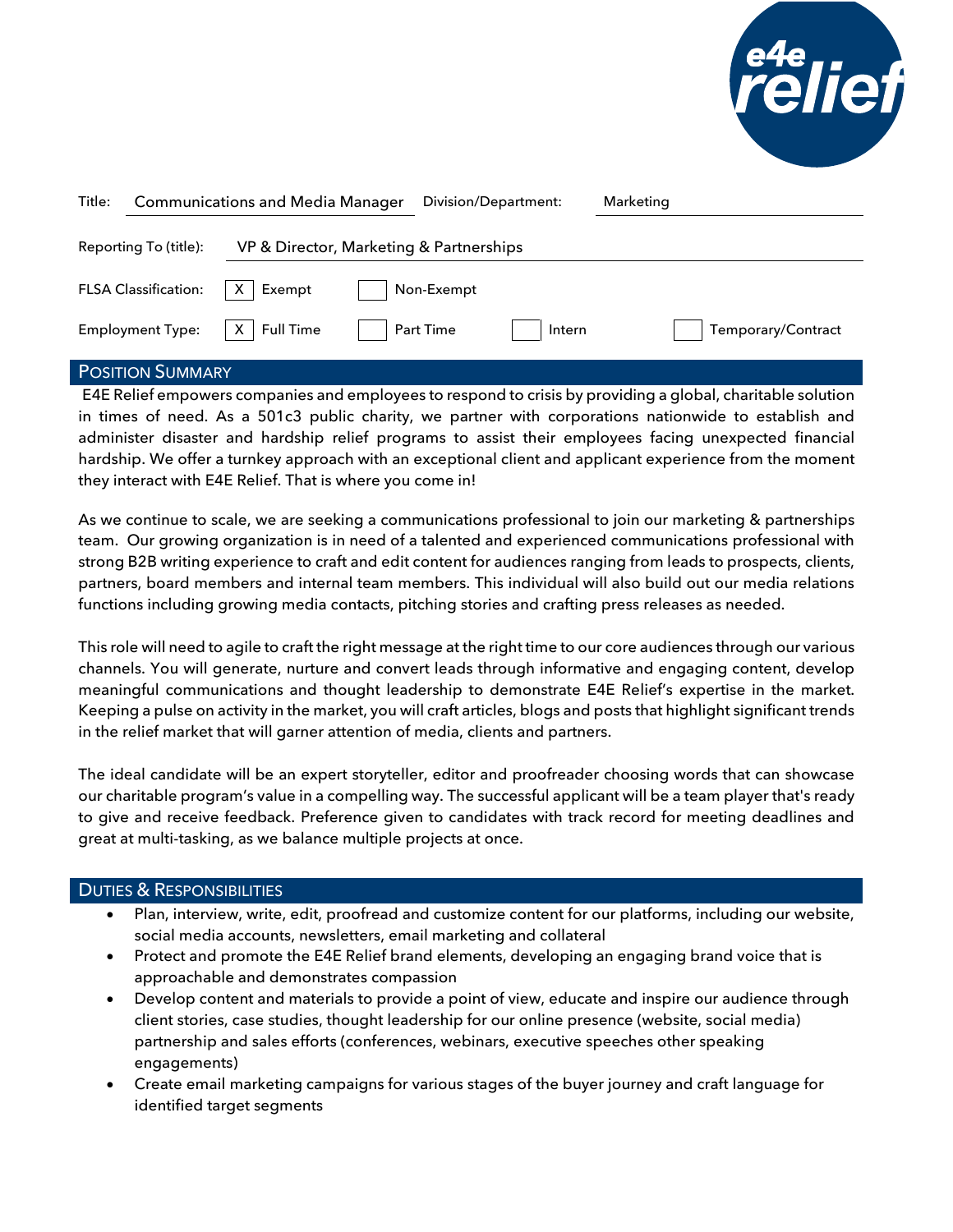| | | | |
|---|---|---|---|
| Title: | Communications and Media Manager | Division/Department: | Marketing |
| Reporting To (title): | VP & Director, Marketing & Partnerships | | |
| FLSA Classification: | [X] Exempt | [ ] Non-Exempt | |
| Employment Type: | [X] Full Time | [ ] Part Time | [ ] Intern / [ ] Temporary/Contract |

## Position Summary

E4E Relief empowers companies and employees to respond to crisis by providing a global, charitable solution in times of need. As a 501c3 public charity, we partner with corporations nationwide to establish and administer disaster and hardship relief programs to assist their employees facing unexpected financial hardship. We offer a turnkey approach with an exceptional client and applicant experience from the moment they interact with E4E Relief. That is where you come in!

As we continue to scale, we are seeking a communications professional to join our marketing & partnerships team. Our growing organization is in need of a talented and experienced communications professional with strong B2B writing experience to craft and edit content for audiences ranging from leads to prospects, clients, partners, board members and internal team members. This individual will also build out our media relations functions including growing media contacts, pitching stories and crafting press releases as needed.

This role will need to agile to craft the right message at the right time to our core audiences through our various channels. You will generate, nurture and convert leads through informative and engaging content, develop meaningful communications and thought leadership to demonstrate E4E Relief's expertise in the market. Keeping a pulse on activity in the market, you will craft articles, blogs and posts that highlight significant trends in the relief market that will garner attention of media, clients and partners.

The ideal candidate will be an expert storyteller, editor and proofreader choosing words that can showcase our charitable program's value in a compelling way. The successful applicant will be a team player that's ready to give and receive feedback. Preference given to candidates with track record for meeting deadlines and great at multi-tasking, as we balance multiple projects at once.

## Duties & Responsibilities

- Plan, interview, write, edit, proofread and customize content for our platforms, including our website, social media accounts, newsletters, email marketing and collateral
- Protect and promote the E4E Relief brand elements, developing an engaging brand voice that is approachable and demonstrates compassion
- Develop content and materials to provide a point of view, educate and inspire our audience through client stories, case studies, thought leadership for our online presence (website, social media) partnership and sales efforts (conferences, webinars, executive speeches other speaking engagements)
- Create email marketing campaigns for various stages of the buyer journey and craft language for identified target segments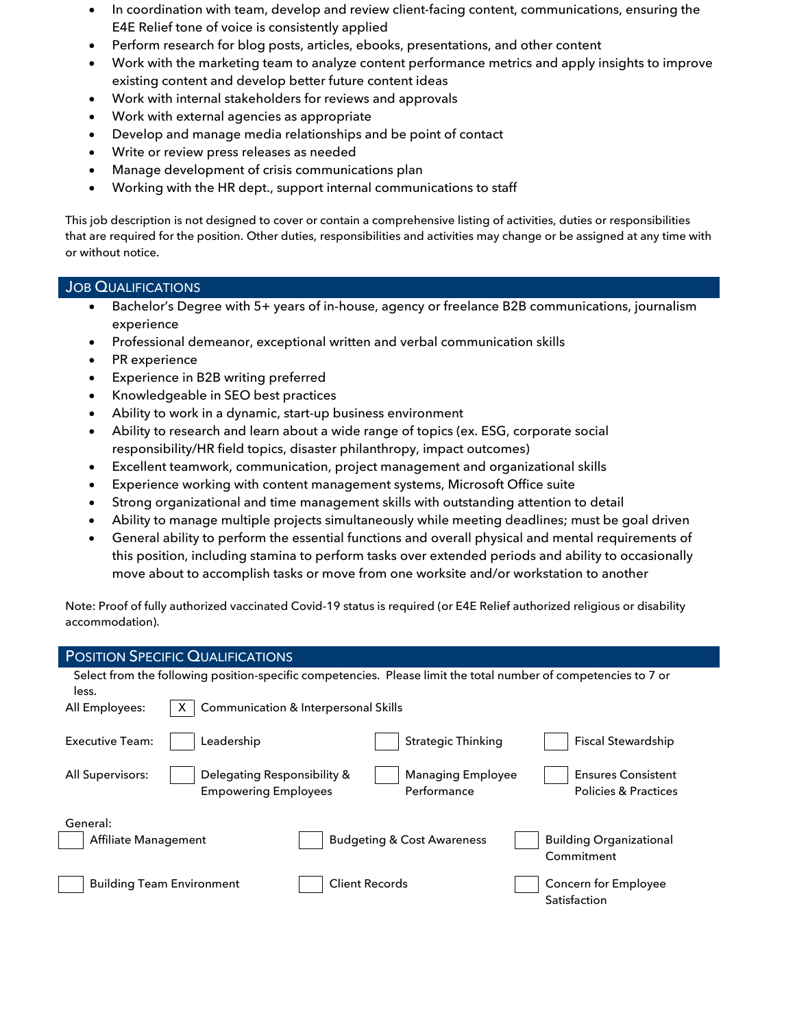- In coordination with team, develop and review client-facing content, communications, ensuring the E4E Relief tone of voice is consistently applied
- Perform research for blog posts, articles, ebooks, presentations, and other content
- Work with the marketing team to analyze content performance metrics and apply insights to improve existing content and develop better future content ideas
- Work with internal stakeholders for reviews and approvals
- Work with external agencies as appropriate
- Develop and manage media relationships and be point of contact
- Write or review press releases as needed
- Manage development of crisis communications plan
- Working with the HR dept., support internal communications to staff

This job description is not designed to cover or contain a comprehensive listing of activities, duties or responsibilities that are required for the position. Other duties, responsibilities and activities may change or be assigned at any time with or without notice.

## Job Qualifications

- Bachelor's Degree with 5+ years of in-house, agency or freelance B2B communications, journalism experience
- Professional demeanor, exceptional written and verbal communication skills
- PR experience
- Experience in B2B writing preferred
- Knowledgeable in SEO best practices
- Ability to work in a dynamic, start-up business environment
- Ability to research and learn about a wide range of topics (ex. ESG, corporate social responsibility/HR field topics, disaster philanthropy, impact outcomes)
- Excellent teamwork, communication, project management and organizational skills
- Experience working with content management systems, Microsoft Office suite
- Strong organizational and time management skills with outstanding attention to detail
- Ability to manage multiple projects simultaneously while meeting deadlines; must be goal driven
- General ability to perform the essential functions and overall physical and mental requirements of this position, including stamina to perform tasks over extended periods and ability to occasionally move about to accomplish tasks or move from one worksite and/or workstation to another

Note: Proof of fully authorized vaccinated Covid-19 status is required (or E4E Relief authorized religious or disability accommodation).

## Position Specific Qualifications

Select from the following position-specific competencies. Please limit the total number of competencies to 7 or less.

All Employees:
- [X] Communication & Interpersonal Skills

Executive Team:
- [ ] Leadership
- [ ] Strategic Thinking
- [ ] Fiscal Stewardship

All Supervisors:
- [ ] Delegating Responsibility & Empowering Employees
- [ ] Managing Employee Performance
- [ ] Ensures Consistent Policies & Practices

General:
- [ ] Affiliate Management
- [ ] Budgeting & Cost Awareness
- [ ] Building Organizational Commitment
- [ ] Building Team Environment
- [ ] Client Records
- [ ] Concern for Employee Satisfaction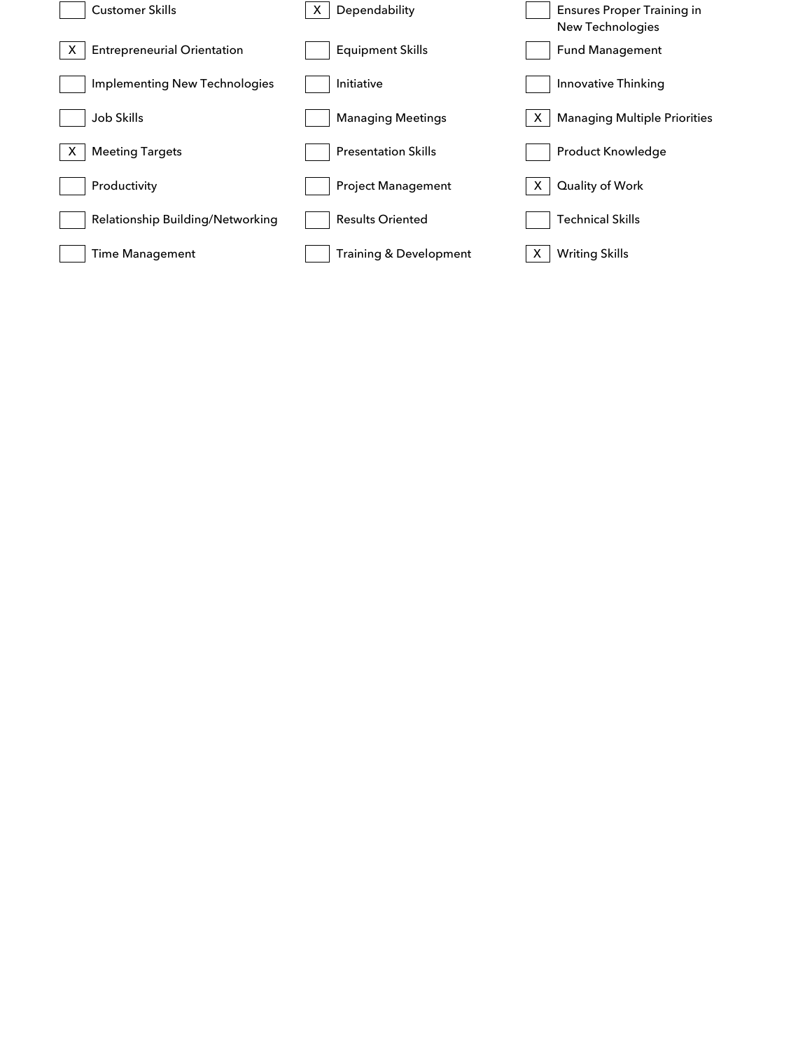| | | | | | |
|---|---|---|---|---|---|
| | Customer Skills | X | Dependability | | Ensures Proper Training in New Technologies |
| X | Entrepreneurial Orientation | | Equipment Skills | | Fund Management |
| | Implementing New Technologies | | Initiative | | Innovative Thinking |
| | Job Skills | | Managing Meetings | X | Managing Multiple Priorities |
| X | Meeting Targets | | Presentation Skills | | Product Knowledge |
| | Productivity | | Project Management | X | Quality of Work |
| | Relationship Building/Networking | | Results Oriented | | Technical Skills |
| | Time Management | | Training & Development | X | Writing Skills |